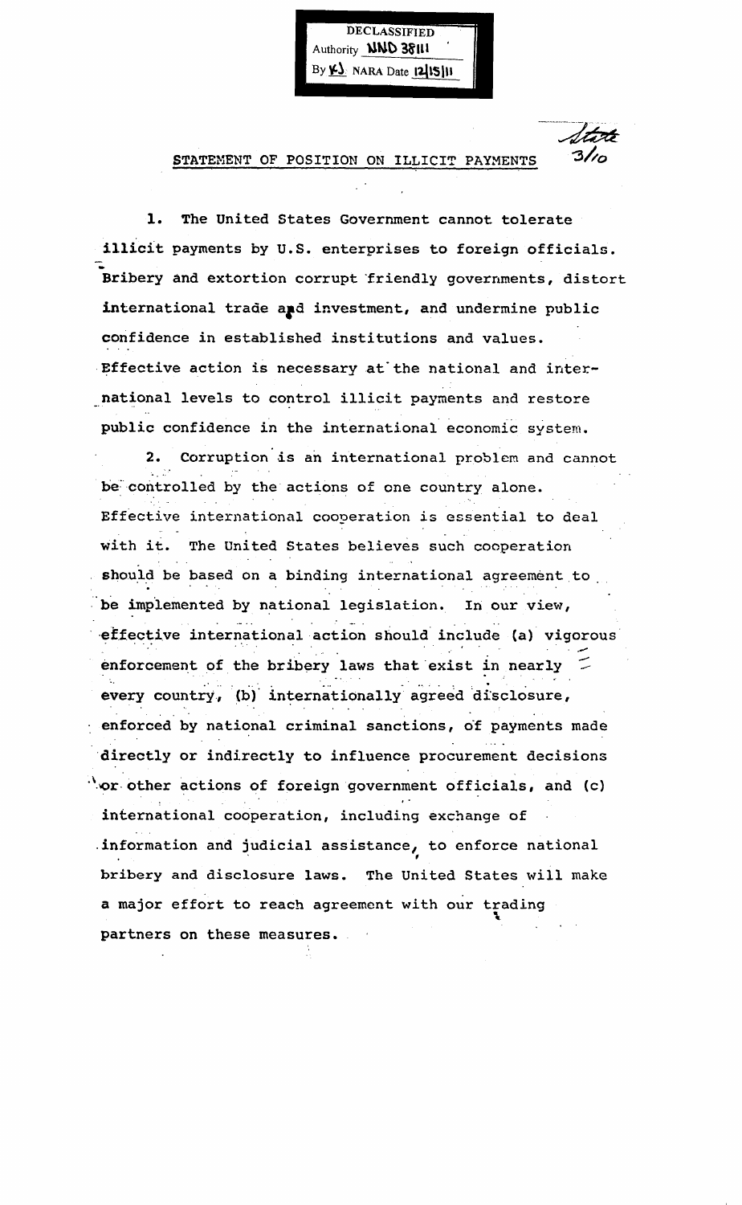DECLASSIFIED
Authority NND 38111
By KJ NARA Date 12/15/11

State 3/10

## STATEMENT OF POSITION ON ILLICIT PAYMENTS

1. The United States Government cannot tolerate illicit payments by U.S. enterprises to foreign officials. Bribery and extortion corrupt friendly governments, distort international trade and investment, and undermine public confidence in established institutions and values. Effective action is necessary at the national and international levels to control illicit payments and restore public confidence in the international economic system.

2. Corruption is an international problem and cannot be controlled by the actions of one country alone. Effective international cooperation is essential to deal with it. The United States believes such cooperation should be based on a binding international agreement to be implemented by national legislation. In our view, effective international action should include (a) vigorous enforcement of the bribery laws that exist in nearly every country, (b) internationally agreed disclosure, enforced by national criminal sanctions, of payments made directly or indirectly to influence procurement decisions or other actions of foreign government officials, and (c) international cooperation, including exchange of information and judicial assistance, to enforce national bribery and disclosure laws. The United States will make a major effort to reach agreement with our trading partners on these measures.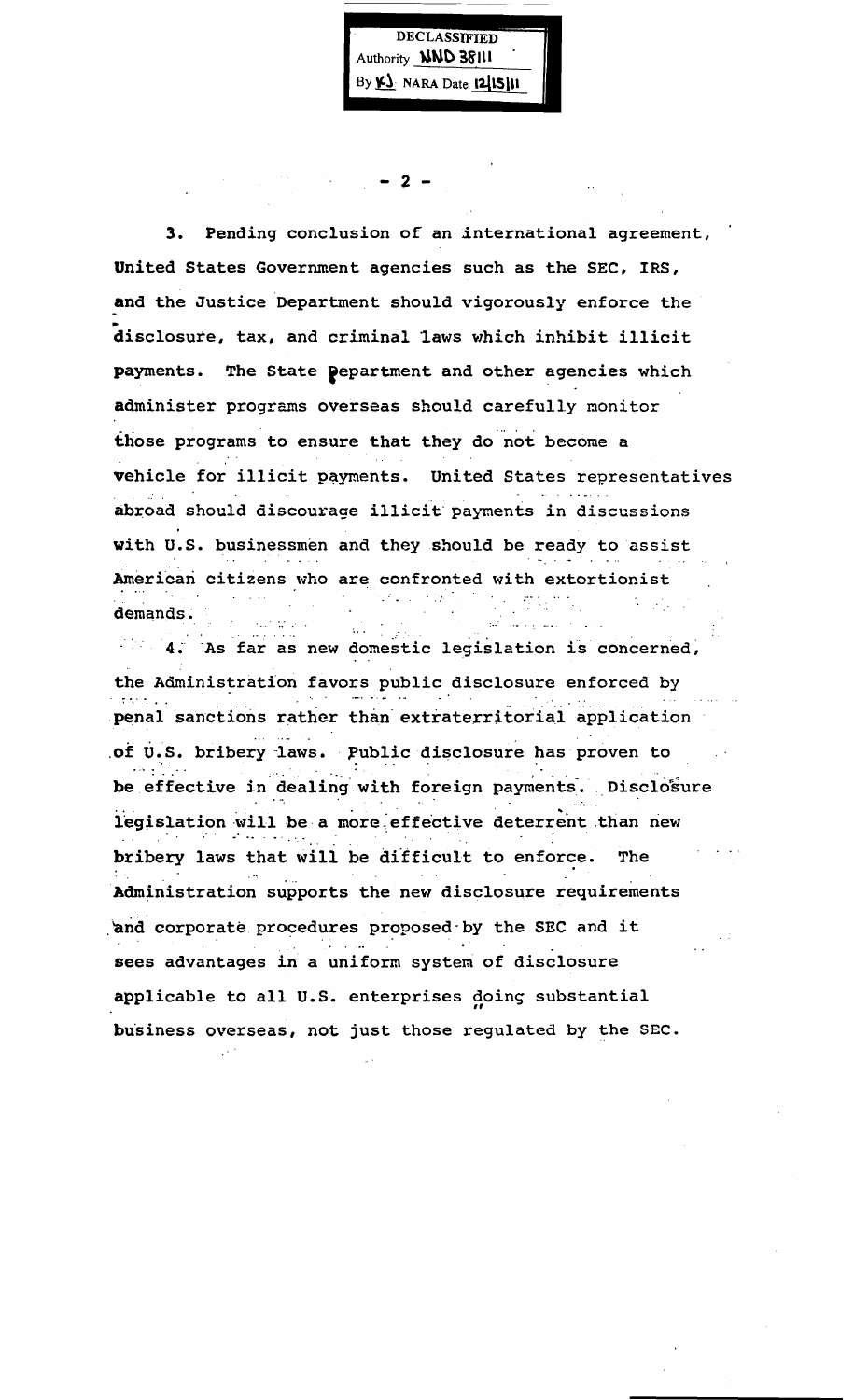DECLASSIFIED
Authority NND 38111
By KJ NARA Date 12/15/11

3. Pending conclusion of an international agreement, United States Government agencies such as the SEC, IRS, and the Justice Department should vigorously enforce the disclosure, tax, and criminal laws which inhibit illicit payments. The State Department and other agencies which administer programs overseas should carefully monitor those programs to ensure that they do not become a vehicle for illicit payments. United States representatives abroad should discourage illicit payments in discussions with U.S. businessmen and they should be ready to assist American citizens who are confronted with extortionist demands.

4. As far as new domestic legislation is concerned, the Administration favors public disclosure enforced by penal sanctions rather than extraterritorial application of U.S. bribery laws. Public disclosure has proven to be effective in dealing with foreign payments. Disclosure legislation will be a more effective deterrent than new bribery laws that will be difficult to enforce. The Administration supports the new disclosure requirements and corporate procedures proposed by the SEC and it sees advantages in a uniform system of disclosure applicable to all U.S. enterprises doing substantial business overseas, not just those regulated by the SEC.